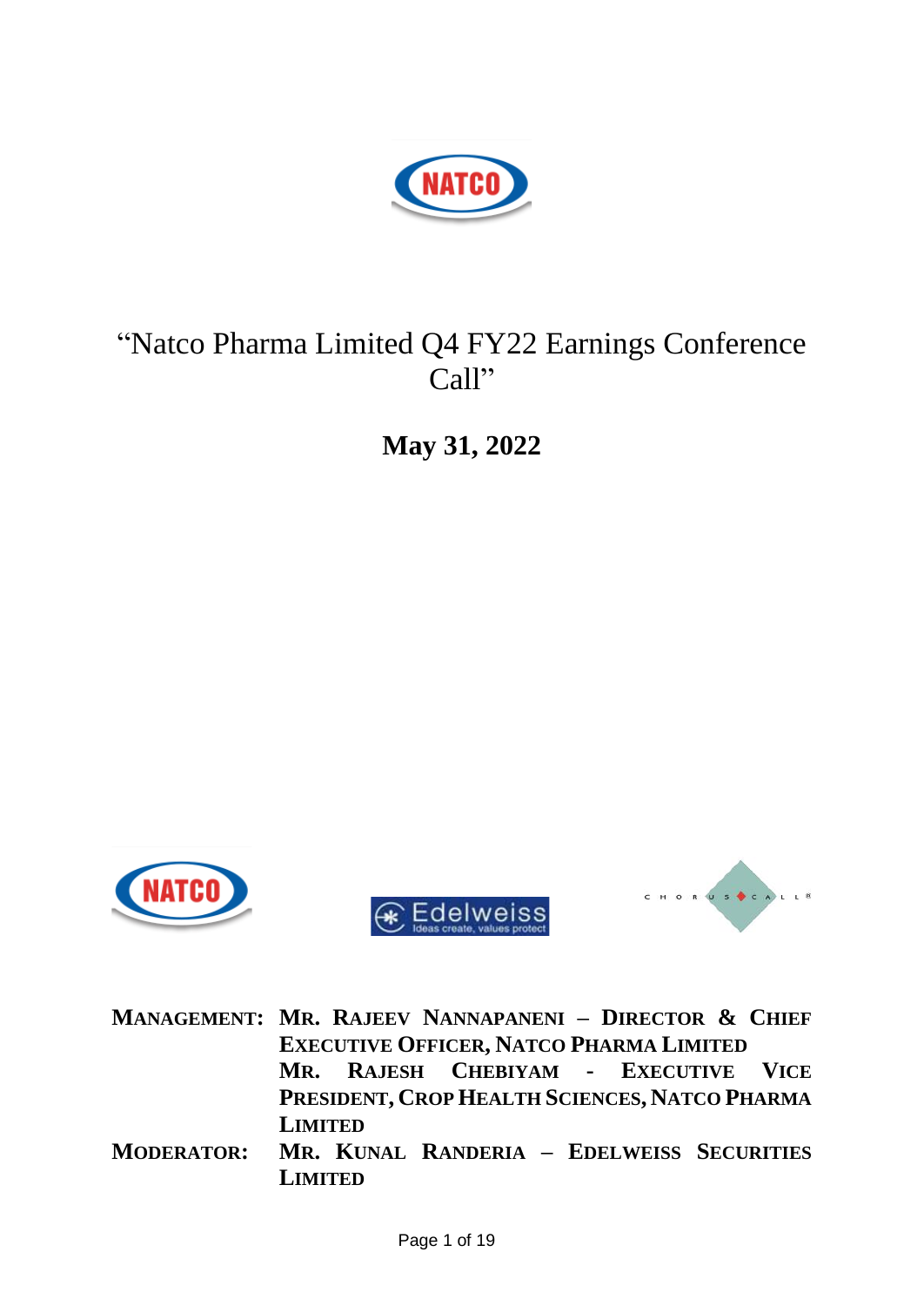# "Natco Pharma Limited Q4 FY22 Earnings Conference Call"

## May 31, 2022

| | |
|---|---|
| **MANAGEMENT:** | **MR. RAJEEV NANNAPANENI – DIRECTOR & CHIEF EXECUTIVE OFFICER, NATCO PHARMA LIMITED** |
| | **MR. RAJESH CHEBIYAM - EXECUTIVE VICE PRESIDENT, CROP HEALTH SCIENCES, NATCO PHARMA LIMITED** |
| **MODERATOR:** | **MR. KUNAL RANDERIA – EDELWEISS SECURITIES LIMITED** |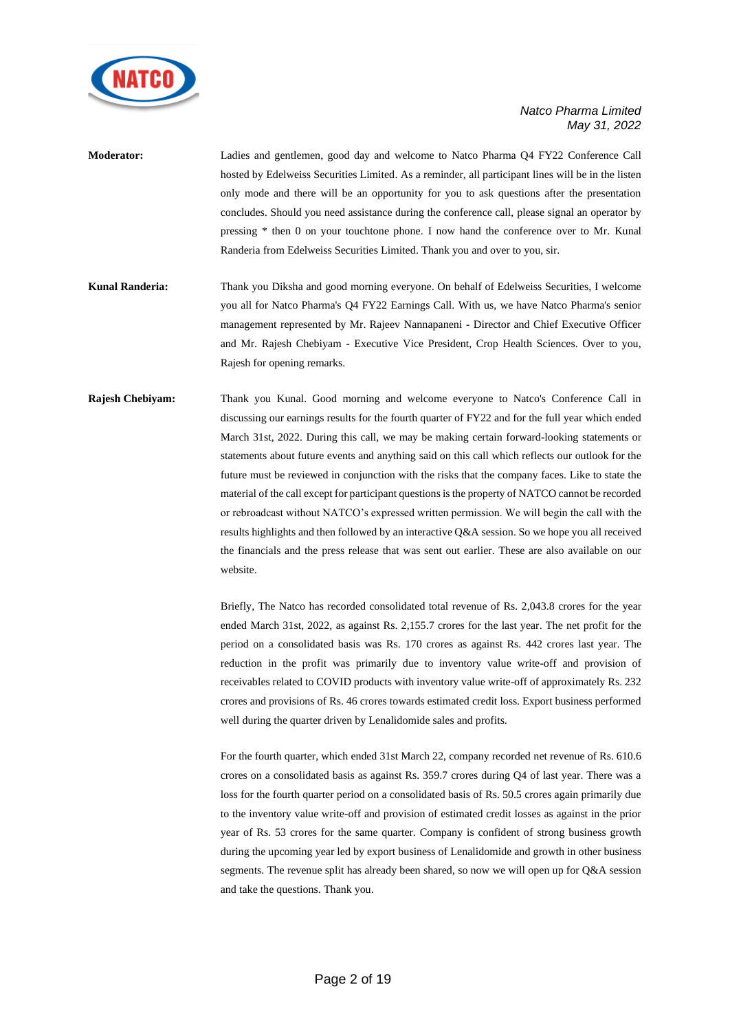**Moderator:** Ladies and gentlemen, good day and welcome to Natco Pharma Q4 FY22 Conference Call hosted by Edelweiss Securities Limited. As a reminder, all participant lines will be in the listen only mode and there will be an opportunity for you to ask questions after the presentation concludes. Should you need assistance during the conference call, please signal an operator by pressing * then 0 on your touchtone phone. I now hand the conference over to Mr. Kunal Randeria from Edelweiss Securities Limited. Thank you and over to you, sir.

**Kunal Randeria:** Thank you Diksha and good morning everyone. On behalf of Edelweiss Securities, I welcome you all for Natco Pharma's Q4 FY22 Earnings Call. With us, we have Natco Pharma's senior management represented by Mr. Rajeev Nannapaneni - Director and Chief Executive Officer and Mr. Rajesh Chebiyam - Executive Vice President, Crop Health Sciences. Over to you, Rajesh for opening remarks.

**Rajesh Chebiyam:** Thank you Kunal. Good morning and welcome everyone to Natco's Conference Call in discussing our earnings results for the fourth quarter of FY22 and for the full year which ended March 31st, 2022. During this call, we may be making certain forward-looking statements or statements about future events and anything said on this call which reflects our outlook for the future must be reviewed in conjunction with the risks that the company faces. Like to state the material of the call except for participant questions is the property of NATCO cannot be recorded or rebroadcast without NATCO's expressed written permission. We will begin the call with the results highlights and then followed by an interactive Q&A session. So we hope you all received the financials and the press release that was sent out earlier. These are also available on our website.

Briefly, The Natco has recorded consolidated total revenue of Rs. 2,043.8 crores for the year ended March 31st, 2022, as against Rs. 2,155.7 crores for the last year. The net profit for the period on a consolidated basis was Rs. 170 crores as against Rs. 442 crores last year. The reduction in the profit was primarily due to inventory value write-off and provision of receivables related to COVID products with inventory value write-off of approximately Rs. 232 crores and provisions of Rs. 46 crores towards estimated credit loss. Export business performed well during the quarter driven by Lenalidomide sales and profits.

For the fourth quarter, which ended 31st March 22, company recorded net revenue of Rs. 610.6 crores on a consolidated basis as against Rs. 359.7 crores during Q4 of last year. There was a loss for the fourth quarter period on a consolidated basis of Rs. 50.5 crores again primarily due to the inventory value write-off and provision of estimated credit losses as against in the prior year of Rs. 53 crores for the same quarter. Company is confident of strong business growth during the upcoming year led by export business of Lenalidomide and growth in other business segments. The revenue split has already been shared, so now we will open up for Q&A session and take the questions. Thank you.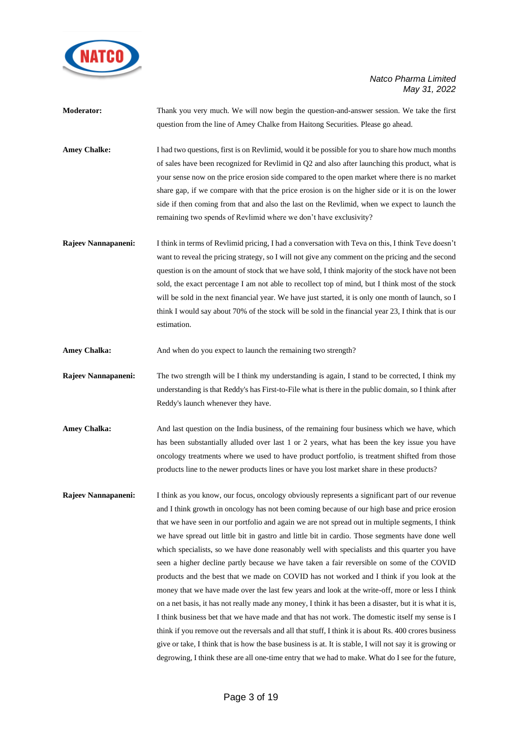**Moderator:** Thank you very much. We will now begin the question-and-answer session. We take the first question from the line of Amey Chalke from Haitong Securities. Please go ahead.

**Amey Chalke:** I had two questions, first is on Revlimid, would it be possible for you to share how much months of sales have been recognized for Revlimid in Q2 and also after launching this product, what is your sense now on the price erosion side compared to the open market where there is no market share gap, if we compare with that the price erosion is on the higher side or it is on the lower side if then coming from that and also the last on the Revlimid, when we expect to launch the remaining two spends of Revlimid where we don't have exclusivity?

**Rajeev Nannapaneni:** I think in terms of Revlimid pricing, I had a conversation with Teva on this, I think Teve doesn't want to reveal the pricing strategy, so I will not give any comment on the pricing and the second question is on the amount of stock that we have sold, I think majority of the stock have not been sold, the exact percentage I am not able to recollect top of mind, but I think most of the stock will be sold in the next financial year. We have just started, it is only one month of launch, so I think I would say about 70% of the stock will be sold in the financial year 23, I think that is our estimation.

**Amey Chalka:** And when do you expect to launch the remaining two strength?

**Rajeev Nannapaneni:** The two strength will be I think my understanding is again, I stand to be corrected, I think my understanding is that Reddy's has First-to-File what is there in the public domain, so I think after Reddy's launch whenever they have.

**Amey Chalka:** And last question on the India business, of the remaining four business which we have, which has been substantially alluded over last 1 or 2 years, what has been the key issue you have oncology treatments where we used to have product portfolio, is treatment shifted from those products line to the newer products lines or have you lost market share in these products?

**Rajeev Nannapaneni:** I think as you know, our focus, oncology obviously represents a significant part of our revenue and I think growth in oncology has not been coming because of our high base and price erosion that we have seen in our portfolio and again we are not spread out in multiple segments, I think we have spread out little bit in gastro and little bit in cardio. Those segments have done well which specialists, so we have done reasonably well with specialists and this quarter you have seen a higher decline partly because we have taken a fair reversible on some of the COVID products and the best that we made on COVID has not worked and I think if you look at the money that we have made over the last few years and look at the write-off, more or less I think on a net basis, it has not really made any money, I think it has been a disaster, but it is what it is, I think business bet that we have made and that has not work. The domestic itself my sense is I think if you remove out the reversals and all that stuff, I think it is about Rs. 400 crores business give or take, I think that is how the base business is at. It is stable, I will not say it is growing or degrowing, I think these are all one-time entry that we had to make. What do I see for the future,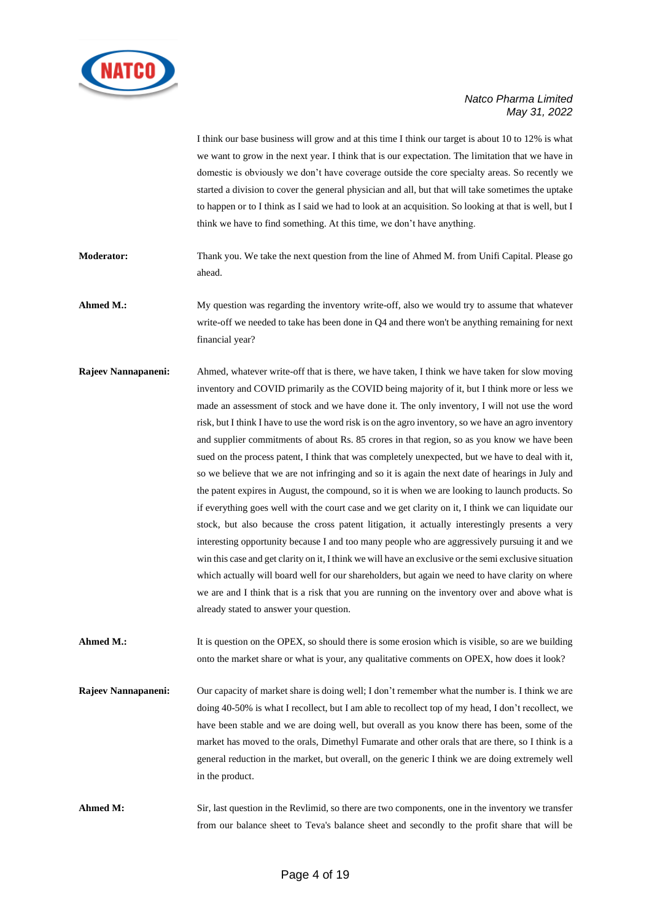I think our base business will grow and at this time I think our target is about 10 to 12% is what we want to grow in the next year. I think that is our expectation. The limitation that we have in domestic is obviously we don't have coverage outside the core specialty areas. So recently we started a division to cover the general physician and all, but that will take sometimes the uptake to happen or to I think as I said we had to look at an acquisition. So looking at that is well, but I think we have to find something. At this time, we don't have anything.

**Moderator:** Thank you. We take the next question from the line of Ahmed M. from Unifi Capital. Please go ahead.

**Ahmed M.:** My question was regarding the inventory write-off, also we would try to assume that whatever write-off we needed to take has been done in Q4 and there won't be anything remaining for next financial year?

**Rajeev Nannapaneni:** Ahmed, whatever write-off that is there, we have taken, I think we have taken for slow moving inventory and COVID primarily as the COVID being majority of it, but I think more or less we made an assessment of stock and we have done it. The only inventory, I will not use the word risk, but I think I have to use the word risk is on the agro inventory, so we have an agro inventory and supplier commitments of about Rs. 85 crores in that region, so as you know we have been sued on the process patent, I think that was completely unexpected, but we have to deal with it, so we believe that we are not infringing and so it is again the next date of hearings in July and the patent expires in August, the compound, so it is when we are looking to launch products. So if everything goes well with the court case and we get clarity on it, I think we can liquidate our stock, but also because the cross patent litigation, it actually interestingly presents a very interesting opportunity because I and too many people who are aggressively pursuing it and we win this case and get clarity on it, I think we will have an exclusive or the semi exclusive situation which actually will board well for our shareholders, but again we need to have clarity on where we are and I think that is a risk that you are running on the inventory over and above what is already stated to answer your question.

**Ahmed M.:** It is question on the OPEX, so should there is some erosion which is visible, so are we building onto the market share or what is your, any qualitative comments on OPEX, how does it look?

**Rajeev Nannapaneni:** Our capacity of market share is doing well; I don't remember what the number is. I think we are doing 40-50% is what I recollect, but I am able to recollect top of my head, I don't recollect, we have been stable and we are doing well, but overall as you know there has been, some of the market has moved to the orals, Dimethyl Fumarate and other orals that are there, so I think is a general reduction in the market, but overall, on the generic I think we are doing extremely well in the product.

**Ahmed M:** Sir, last question in the Revlimid, so there are two components, one in the inventory we transfer from our balance sheet to Teva's balance sheet and secondly to the profit share that will be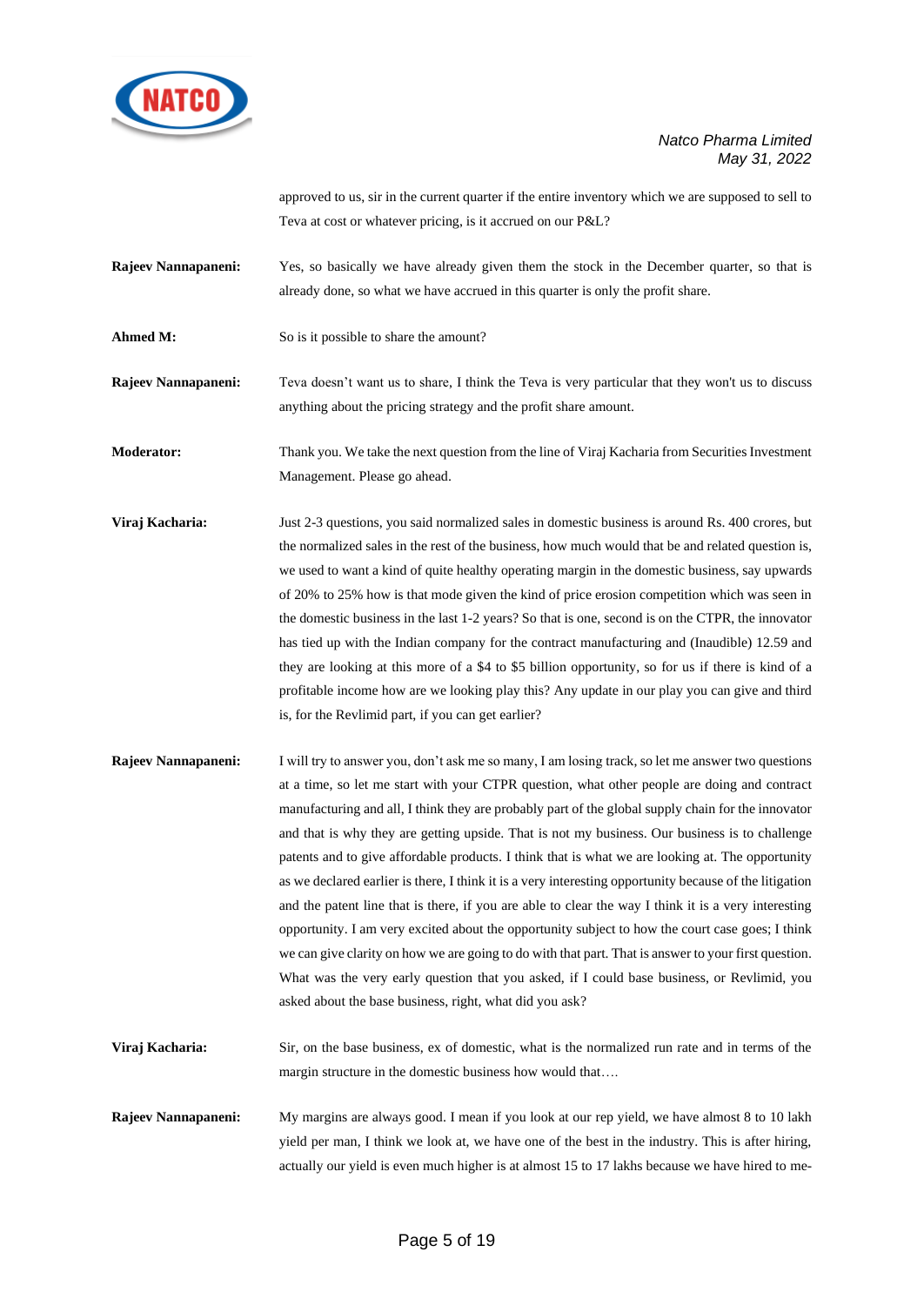approved to us, sir in the current quarter if the entire inventory which we are supposed to sell to Teva at cost or whatever pricing, is it accrued on our P&L?

**Rajeev Nannapaneni:** Yes, so basically we have already given them the stock in the December quarter, so that is already done, so what we have accrued in this quarter is only the profit share.

**Ahmed M:** So is it possible to share the amount?

**Rajeev Nannapaneni:** Teva doesn't want us to share, I think the Teva is very particular that they won't us to discuss anything about the pricing strategy and the profit share amount.

**Moderator:** Thank you. We take the next question from the line of Viraj Kacharia from Securities Investment Management. Please go ahead.

**Viraj Kacharia:** Just 2-3 questions, you said normalized sales in domestic business is around Rs. 400 crores, but the normalized sales in the rest of the business, how much would that be and related question is, we used to want a kind of quite healthy operating margin in the domestic business, say upwards of 20% to 25% how is that mode given the kind of price erosion competition which was seen in the domestic business in the last 1-2 years? So that is one, second is on the CTPR, the innovator has tied up with the Indian company for the contract manufacturing and (Inaudible) 12.59 and they are looking at this more of a $4 to $5 billion opportunity, so for us if there is kind of a profitable income how are we looking play this? Any update in our play you can give and third is, for the Revlimid part, if you can get earlier?

**Rajeev Nannapaneni:** I will try to answer you, don't ask me so many, I am losing track, so let me answer two questions at a time, so let me start with your CTPR question, what other people are doing and contract manufacturing and all, I think they are probably part of the global supply chain for the innovator and that is why they are getting upside. That is not my business. Our business is to challenge patents and to give affordable products. I think that is what we are looking at. The opportunity as we declared earlier is there, I think it is a very interesting opportunity because of the litigation and the patent line that is there, if you are able to clear the way I think it is a very interesting opportunity. I am very excited about the opportunity subject to how the court case goes; I think we can give clarity on how we are going to do with that part. That is answer to your first question. What was the very early question that you asked, if I could base business, or Revlimid, you asked about the base business, right, what did you ask?

**Viraj Kacharia:** Sir, on the base business, ex of domestic, what is the normalized run rate and in terms of the margin structure in the domestic business how would that….

**Rajeev Nannapaneni:** My margins are always good. I mean if you look at our rep yield, we have almost 8 to 10 lakh yield per man, I think we look at, we have one of the best in the industry. This is after hiring, actually our yield is even much higher is at almost 15 to 17 lakhs because we have hired to me-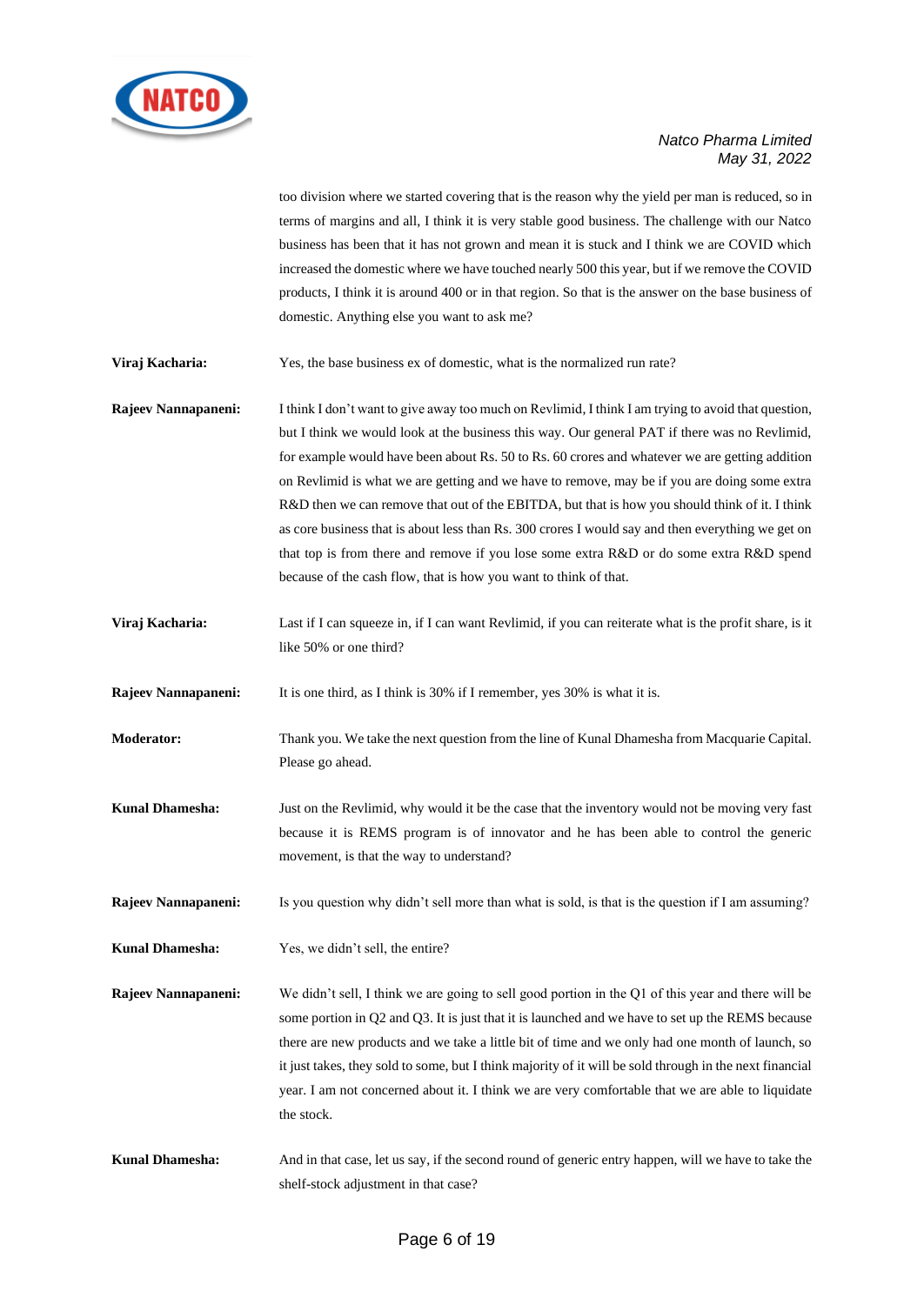too division where we started covering that is the reason why the yield per man is reduced, so in terms of margins and all, I think it is very stable good business. The challenge with our Natco business has been that it has not grown and mean it is stuck and I think we are COVID which increased the domestic where we have touched nearly 500 this year, but if we remove the COVID products, I think it is around 400 or in that region. So that is the answer on the base business of domestic. Anything else you want to ask me?

**Viraj Kacharia:** Yes, the base business ex of domestic, what is the normalized run rate?

**Rajeev Nannapaneni:** I think I don't want to give away too much on Revlimid, I think I am trying to avoid that question, but I think we would look at the business this way. Our general PAT if there was no Revlimid, for example would have been about Rs. 50 to Rs. 60 crores and whatever we are getting addition on Revlimid is what we are getting and we have to remove, may be if you are doing some extra R&D then we can remove that out of the EBITDA, but that is how you should think of it. I think as core business that is about less than Rs. 300 crores I would say and then everything we get on that top is from there and remove if you lose some extra R&D or do some extra R&D spend because of the cash flow, that is how you want to think of that.

**Viraj Kacharia:** Last if I can squeeze in, if I can want Revlimid, if you can reiterate what is the profit share, is it like 50% or one third?

**Rajeev Nannapaneni:** It is one third, as I think is 30% if I remember, yes 30% is what it is.

**Moderator:** Thank you. We take the next question from the line of Kunal Dhamesha from Macquarie Capital. Please go ahead.

**Kunal Dhamesha:** Just on the Revlimid, why would it be the case that the inventory would not be moving very fast because it is REMS program is of innovator and he has been able to control the generic movement, is that the way to understand?

**Rajeev Nannapaneni:** Is you question why didn't sell more than what is sold, is that is the question if I am assuming?

**Kunal Dhamesha:** Yes, we didn't sell, the entire?

**Rajeev Nannapaneni:** We didn't sell, I think we are going to sell good portion in the Q1 of this year and there will be some portion in Q2 and Q3. It is just that it is launched and we have to set up the REMS because there are new products and we take a little bit of time and we only had one month of launch, so it just takes, they sold to some, but I think majority of it will be sold through in the next financial year. I am not concerned about it. I think we are very comfortable that we are able to liquidate the stock.

**Kunal Dhamesha:** And in that case, let us say, if the second round of generic entry happen, will we have to take the shelf-stock adjustment in that case?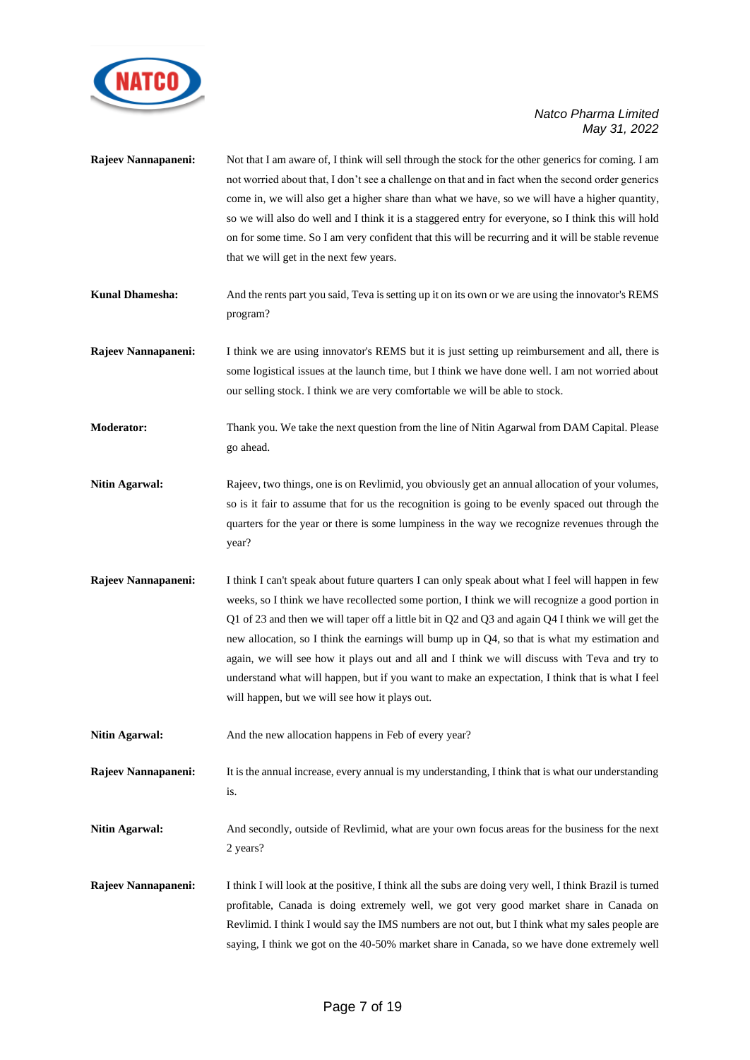**Rajeev Nannapaneni:** Not that I am aware of, I think will sell through the stock for the other generics for coming. I am not worried about that, I don't see a challenge on that and in fact when the second order generics come in, we will also get a higher share than what we have, so we will have a higher quantity, so we will also do well and I think it is a staggered entry for everyone, so I think this will hold on for some time. So I am very confident that this will be recurring and it will be stable revenue that we will get in the next few years.

**Kunal Dhamesha:** And the rents part you said, Teva is setting up it on its own or we are using the innovator's REMS program?

**Rajeev Nannapaneni:** I think we are using innovator's REMS but it is just setting up reimbursement and all, there is some logistical issues at the launch time, but I think we have done well. I am not worried about our selling stock. I think we are very comfortable we will be able to stock.

**Moderator:** Thank you. We take the next question from the line of Nitin Agarwal from DAM Capital. Please go ahead.

**Nitin Agarwal:** Rajeev, two things, one is on Revlimid, you obviously get an annual allocation of your volumes, so is it fair to assume that for us the recognition is going to be evenly spaced out through the quarters for the year or there is some lumpiness in the way we recognize revenues through the year?

**Rajeev Nannapaneni:** I think I can't speak about future quarters I can only speak about what I feel will happen in few weeks, so I think we have recollected some portion, I think we will recognize a good portion in Q1 of 23 and then we will taper off a little bit in Q2 and Q3 and again Q4 I think we will get the new allocation, so I think the earnings will bump up in Q4, so that is what my estimation and again, we will see how it plays out and all and I think we will discuss with Teva and try to understand what will happen, but if you want to make an expectation, I think that is what I feel will happen, but we will see how it plays out.

**Nitin Agarwal:** And the new allocation happens in Feb of every year?

**Rajeev Nannapaneni:** It is the annual increase, every annual is my understanding, I think that is what our understanding is.

**Nitin Agarwal:** And secondly, outside of Revlimid, what are your own focus areas for the business for the next 2 years?

**Rajeev Nannapaneni:** I think I will look at the positive, I think all the subs are doing very well, I think Brazil is turned profitable, Canada is doing extremely well, we got very good market share in Canada on Revlimid. I think I would say the IMS numbers are not out, but I think what my sales people are saying, I think we got on the 40-50% market share in Canada, so we have done extremely well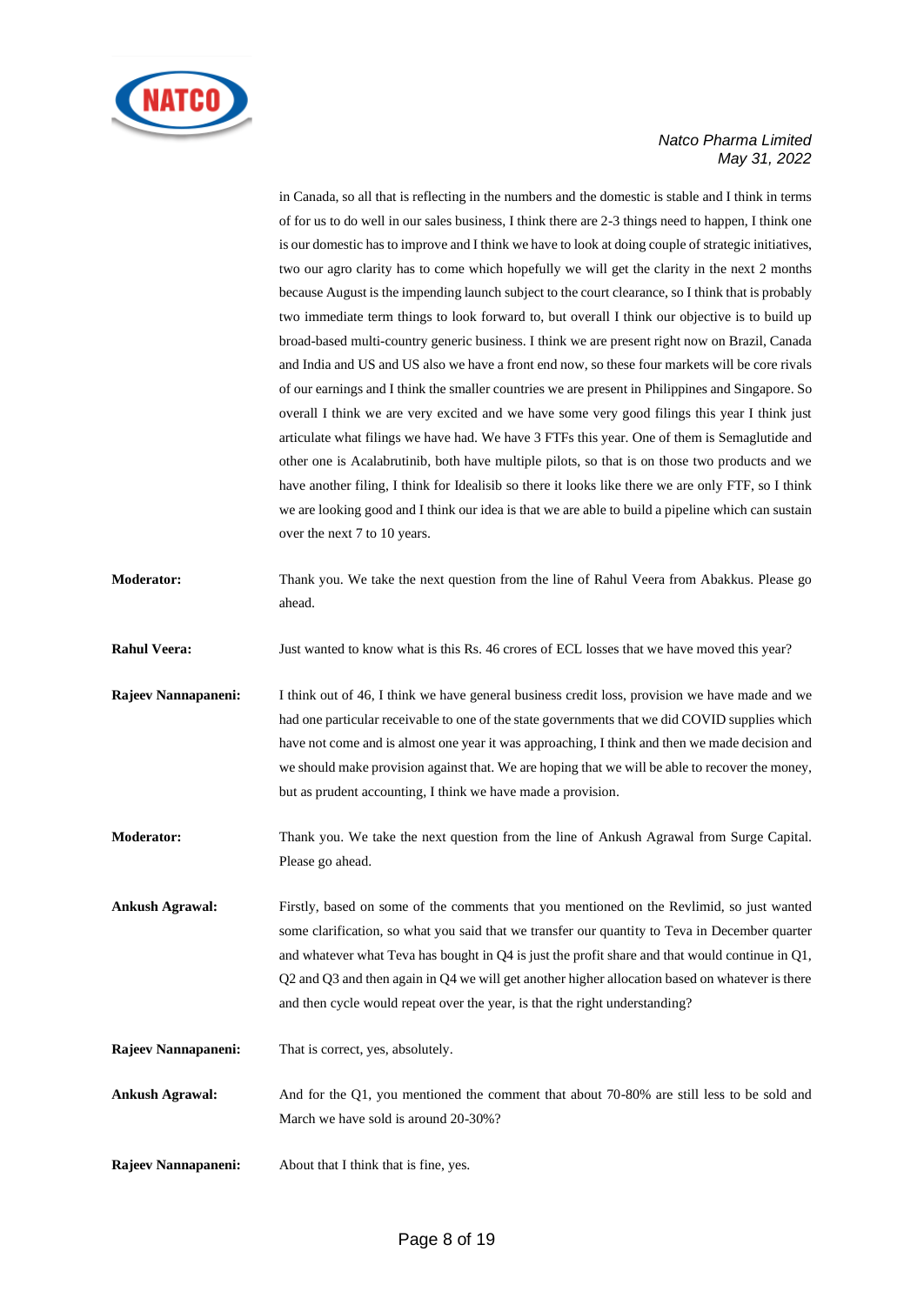in Canada, so all that is reflecting in the numbers and the domestic is stable and I think in terms of for us to do well in our sales business, I think there are 2-3 things need to happen, I think one is our domestic has to improve and I think we have to look at doing couple of strategic initiatives, two our agro clarity has to come which hopefully we will get the clarity in the next 2 months because August is the impending launch subject to the court clearance, so I think that is probably two immediate term things to look forward to, but overall I think our objective is to build up broad-based multi-country generic business. I think we are present right now on Brazil, Canada and India and US and US also we have a front end now, so these four markets will be core rivals of our earnings and I think the smaller countries we are present in Philippines and Singapore. So overall I think we are very excited and we have some very good filings this year I think just articulate what filings we have had. We have 3 FTFs this year. One of them is Semaglutide and other one is Acalabrutinib, both have multiple pilots, so that is on those two products and we have another filing, I think for Idealisib so there it looks like there we are only FTF, so I think we are looking good and I think our idea is that we are able to build a pipeline which can sustain over the next 7 to 10 years.

**Moderator:** Thank you. We take the next question from the line of Rahul Veera from Abakkus. Please go ahead.

**Rahul Veera:** Just wanted to know what is this Rs. 46 crores of ECL losses that we have moved this year?

**Rajeev Nannapaneni:** I think out of 46, I think we have general business credit loss, provision we have made and we had one particular receivable to one of the state governments that we did COVID supplies which have not come and is almost one year it was approaching, I think and then we made decision and we should make provision against that. We are hoping that we will be able to recover the money, but as prudent accounting, I think we have made a provision.

**Moderator:** Thank you. We take the next question from the line of Ankush Agrawal from Surge Capital. Please go ahead.

**Ankush Agrawal:** Firstly, based on some of the comments that you mentioned on the Revlimid, so just wanted some clarification, so what you said that we transfer our quantity to Teva in December quarter and whatever what Teva has bought in Q4 is just the profit share and that would continue in Q1, Q2 and Q3 and then again in Q4 we will get another higher allocation based on whatever is there and then cycle would repeat over the year, is that the right understanding?

**Rajeev Nannapaneni:** That is correct, yes, absolutely.

**Ankush Agrawal:** And for the Q1, you mentioned the comment that about 70-80% are still less to be sold and March we have sold is around 20-30%?

**Rajeev Nannapaneni:** About that I think that is fine, yes.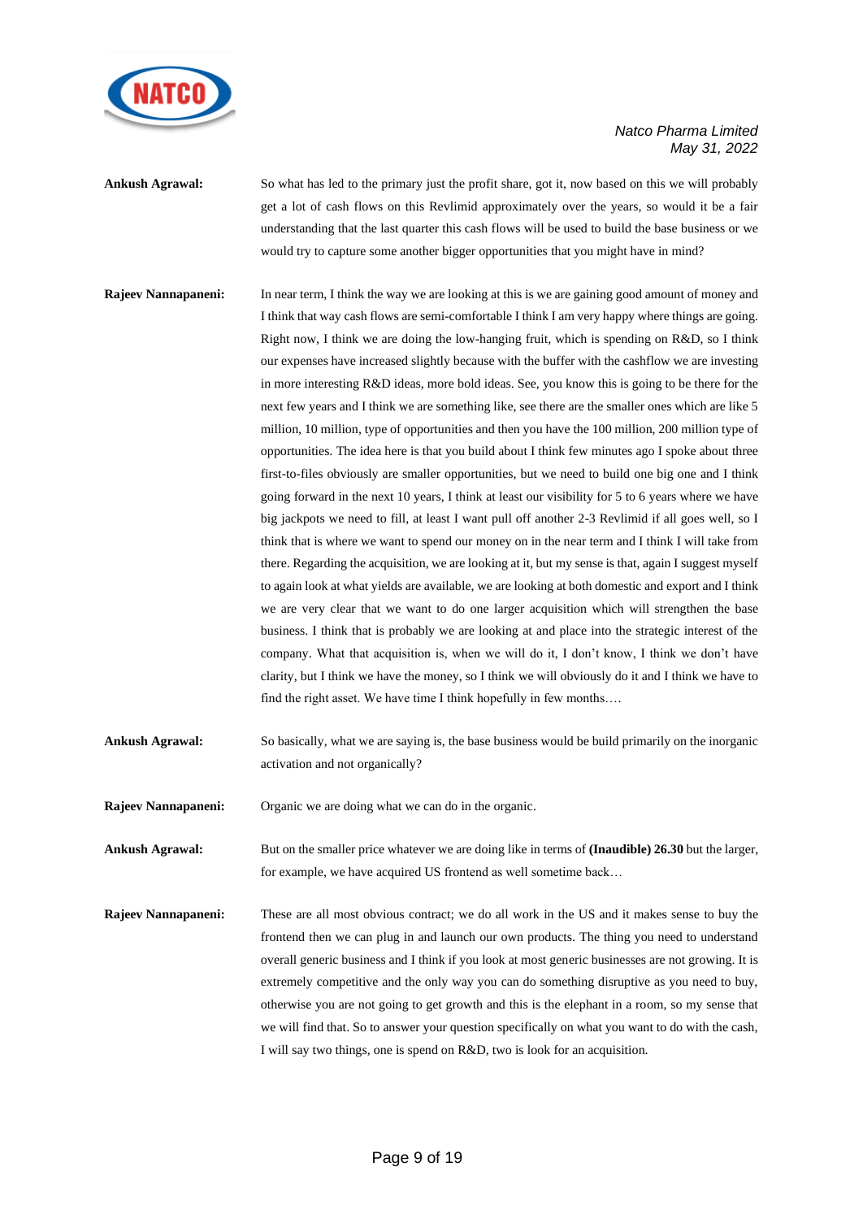**Ankush Agrawal:** So what has led to the primary just the profit share, got it, now based on this we will probably get a lot of cash flows on this Revlimid approximately over the years, so would it be a fair understanding that the last quarter this cash flows will be used to build the base business or we would try to capture some another bigger opportunities that you might have in mind?

**Rajeev Nannapaneni:** In near term, I think the way we are looking at this is we are gaining good amount of money and I think that way cash flows are semi-comfortable I think I am very happy where things are going. Right now, I think we are doing the low-hanging fruit, which is spending on R&D, so I think our expenses have increased slightly because with the buffer with the cashflow we are investing in more interesting R&D ideas, more bold ideas. See, you know this is going to be there for the next few years and I think we are something like, see there are the smaller ones which are like 5 million, 10 million, type of opportunities and then you have the 100 million, 200 million type of opportunities. The idea here is that you build about I think few minutes ago I spoke about three first-to-files obviously are smaller opportunities, but we need to build one big one and I think going forward in the next 10 years, I think at least our visibility for 5 to 6 years where we have big jackpots we need to fill, at least I want pull off another 2-3 Revlimid if all goes well, so I think that is where we want to spend our money on in the near term and I think I will take from there. Regarding the acquisition, we are looking at it, but my sense is that, again I suggest myself to again look at what yields are available, we are looking at both domestic and export and I think we are very clear that we want to do one larger acquisition which will strengthen the base business. I think that is probably we are looking at and place into the strategic interest of the company. What that acquisition is, when we will do it, I don't know, I think we don't have clarity, but I think we have the money, so I think we will obviously do it and I think we have to find the right asset. We have time I think hopefully in few months….

**Ankush Agrawal:** So basically, what we are saying is, the base business would be build primarily on the inorganic activation and not organically?

**Rajeev Nannapaneni:** Organic we are doing what we can do in the organic.

**Ankush Agrawal:** But on the smaller price whatever we are doing like in terms of **(Inaudible) 26.30** but the larger, for example, we have acquired US frontend as well sometime back…

**Rajeev Nannapaneni:** These are all most obvious contract; we do all work in the US and it makes sense to buy the frontend then we can plug in and launch our own products. The thing you need to understand overall generic business and I think if you look at most generic businesses are not growing. It is extremely competitive and the only way you can do something disruptive as you need to buy, otherwise you are not going to get growth and this is the elephant in a room, so my sense that we will find that. So to answer your question specifically on what you want to do with the cash, I will say two things, one is spend on R&D, two is look for an acquisition.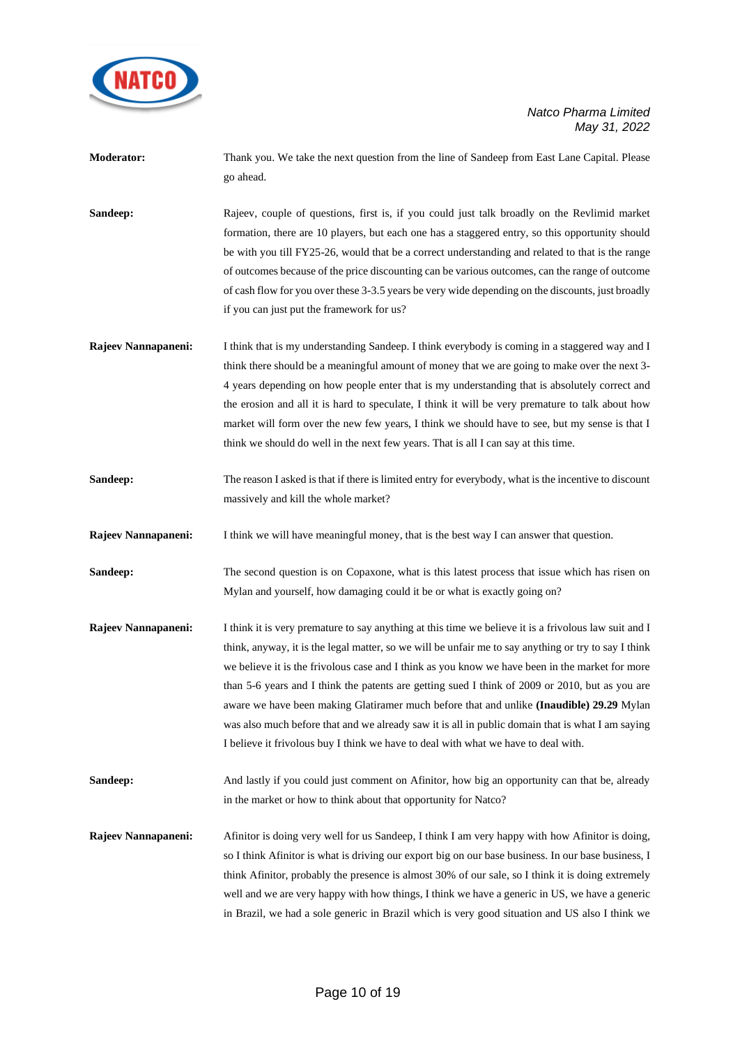**Moderator:** Thank you. We take the next question from the line of Sandeep from East Lane Capital. Please go ahead.

**Sandeep:** Rajeev, couple of questions, first is, if you could just talk broadly on the Revlimid market formation, there are 10 players, but each one has a staggered entry, so this opportunity should be with you till FY25-26, would that be a correct understanding and related to that is the range of outcomes because of the price discounting can be various outcomes, can the range of outcome of cash flow for you over these 3-3.5 years be very wide depending on the discounts, just broadly if you can just put the framework for us?

**Rajeev Nannapaneni:** I think that is my understanding Sandeep. I think everybody is coming in a staggered way and I think there should be a meaningful amount of money that we are going to make over the next 3-4 years depending on how people enter that is my understanding that is absolutely correct and the erosion and all it is hard to speculate, I think it will be very premature to talk about how market will form over the new few years, I think we should have to see, but my sense is that I think we should do well in the next few years. That is all I can say at this time.

**Sandeep:** The reason I asked is that if there is limited entry for everybody, what is the incentive to discount massively and kill the whole market?

**Rajeev Nannapaneni:** I think we will have meaningful money, that is the best way I can answer that question.

**Sandeep:** The second question is on Copaxone, what is this latest process that issue which has risen on Mylan and yourself, how damaging could it be or what is exactly going on?

**Rajeev Nannapaneni:** I think it is very premature to say anything at this time we believe it is a frivolous law suit and I think, anyway, it is the legal matter, so we will be unfair me to say anything or try to say I think we believe it is the frivolous case and I think as you know we have been in the market for more than 5-6 years and I think the patents are getting sued I think of 2009 or 2010, but as you are aware we have been making Glatiramer much before that and unlike **(Inaudible) 29.29** Mylan was also much before that and we already saw it is all in public domain that is what I am saying I believe it frivolous buy I think we have to deal with what we have to deal with.

**Sandeep:** And lastly if you could just comment on Afinitor, how big an opportunity can that be, already in the market or how to think about that opportunity for Natco?

**Rajeev Nannapaneni:** Afinitor is doing very well for us Sandeep, I think I am very happy with how Afinitor is doing, so I think Afinitor is what is driving our export big on our base business. In our base business, I think Afinitor, probably the presence is almost 30% of our sale, so I think it is doing extremely well and we are very happy with how things, I think we have a generic in US, we have a generic in Brazil, we had a sole generic in Brazil which is very good situation and US also I think we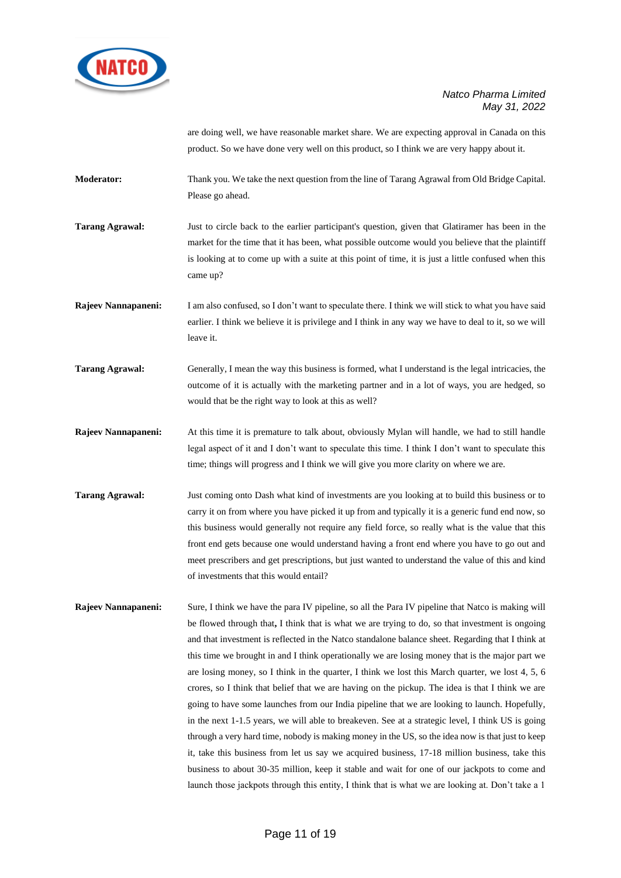are doing well, we have reasonable market share. We are expecting approval in Canada on this product. So we have done very well on this product, so I think we are very happy about it.

**Moderator:** Thank you. We take the next question from the line of Tarang Agrawal from Old Bridge Capital. Please go ahead.

**Tarang Agrawal:** Just to circle back to the earlier participant's question, given that Glatiramer has been in the market for the time that it has been, what possible outcome would you believe that the plaintiff is looking at to come up with a suite at this point of time, it is just a little confused when this came up?

**Rajeev Nannapaneni:** I am also confused, so I don't want to speculate there. I think we will stick to what you have said earlier. I think we believe it is privilege and I think in any way we have to deal to it, so we will leave it.

**Tarang Agrawal:** Generally, I mean the way this business is formed, what I understand is the legal intricacies, the outcome of it is actually with the marketing partner and in a lot of ways, you are hedged, so would that be the right way to look at this as well?

**Rajeev Nannapaneni:** At this time it is premature to talk about, obviously Mylan will handle, we had to still handle legal aspect of it and I don't want to speculate this time. I think I don't want to speculate this time; things will progress and I think we will give you more clarity on where we are.

**Tarang Agrawal:** Just coming onto Dash what kind of investments are you looking at to build this business or to carry it on from where you have picked it up from and typically it is a generic fund end now, so this business would generally not require any field force, so really what is the value that this front end gets because one would understand having a front end where you have to go out and meet prescribers and get prescriptions, but just wanted to understand the value of this and kind of investments that this would entail?

**Rajeev Nannapaneni:** Sure, I think we have the para IV pipeline, so all the Para IV pipeline that Natco is making will be flowed through that**,** I think that is what we are trying to do, so that investment is ongoing and that investment is reflected in the Natco standalone balance sheet. Regarding that I think at this time we brought in and I think operationally we are losing money that is the major part we are losing money, so I think in the quarter, I think we lost this March quarter, we lost 4, 5, 6 crores, so I think that belief that we are having on the pickup. The idea is that I think we are going to have some launches from our India pipeline that we are looking to launch. Hopefully, in the next 1-1.5 years, we will able to breakeven. See at a strategic level, I think US is going through a very hard time, nobody is making money in the US, so the idea now is that just to keep it, take this business from let us say we acquired business, 17-18 million business, take this business to about 30-35 million, keep it stable and wait for one of our jackpots to come and launch those jackpots through this entity, I think that is what we are looking at. Don't take a 1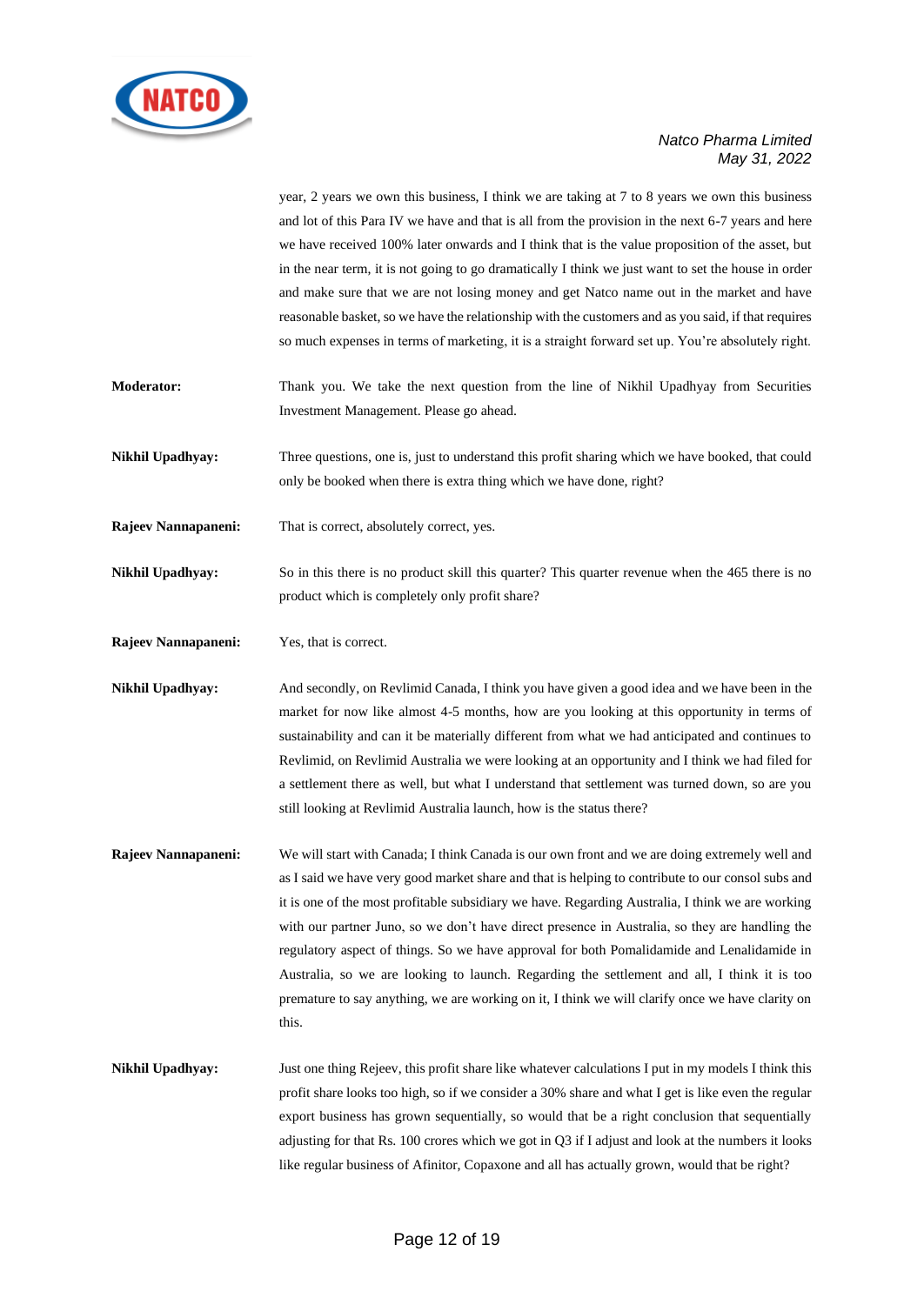year, 2 years we own this business, I think we are taking at 7 to 8 years we own this business and lot of this Para IV we have and that is all from the provision in the next 6-7 years and here we have received 100% later onwards and I think that is the value proposition of the asset, but in the near term, it is not going to go dramatically I think we just want to set the house in order and make sure that we are not losing money and get Natco name out in the market and have reasonable basket, so we have the relationship with the customers and as you said, if that requires so much expenses in terms of marketing, it is a straight forward set up. You're absolutely right.

**Moderator:** Thank you. We take the next question from the line of Nikhil Upadhyay from Securities Investment Management. Please go ahead.

**Nikhil Upadhyay:** Three questions, one is, just to understand this profit sharing which we have booked, that could only be booked when there is extra thing which we have done, right?

**Rajeev Nannapaneni:** That is correct, absolutely correct, yes.

**Nikhil Upadhyay:** So in this there is no product skill this quarter? This quarter revenue when the 465 there is no product which is completely only profit share?

**Rajeev Nannapaneni:** Yes, that is correct.

**Nikhil Upadhyay:** And secondly, on Revlimid Canada, I think you have given a good idea and we have been in the market for now like almost 4-5 months, how are you looking at this opportunity in terms of sustainability and can it be materially different from what we had anticipated and continues to Revlimid, on Revlimid Australia we were looking at an opportunity and I think we had filed for a settlement there as well, but what I understand that settlement was turned down, so are you still looking at Revlimid Australia launch, how is the status there?

**Rajeev Nannapaneni:** We will start with Canada; I think Canada is our own front and we are doing extremely well and as I said we have very good market share and that is helping to contribute to our consol subs and it is one of the most profitable subsidiary we have. Regarding Australia, I think we are working with our partner Juno, so we don't have direct presence in Australia, so they are handling the regulatory aspect of things. So we have approval for both Pomalidamide and Lenalidamide in Australia, so we are looking to launch. Regarding the settlement and all, I think it is too premature to say anything, we are working on it, I think we will clarify once we have clarity on this.

**Nikhil Upadhyay:** Just one thing Rejeev, this profit share like whatever calculations I put in my models I think this profit share looks too high, so if we consider a 30% share and what I get is like even the regular export business has grown sequentially, so would that be a right conclusion that sequentially adjusting for that Rs. 100 crores which we got in Q3 if I adjust and look at the numbers it looks like regular business of Afinitor, Copaxone and all has actually grown, would that be right?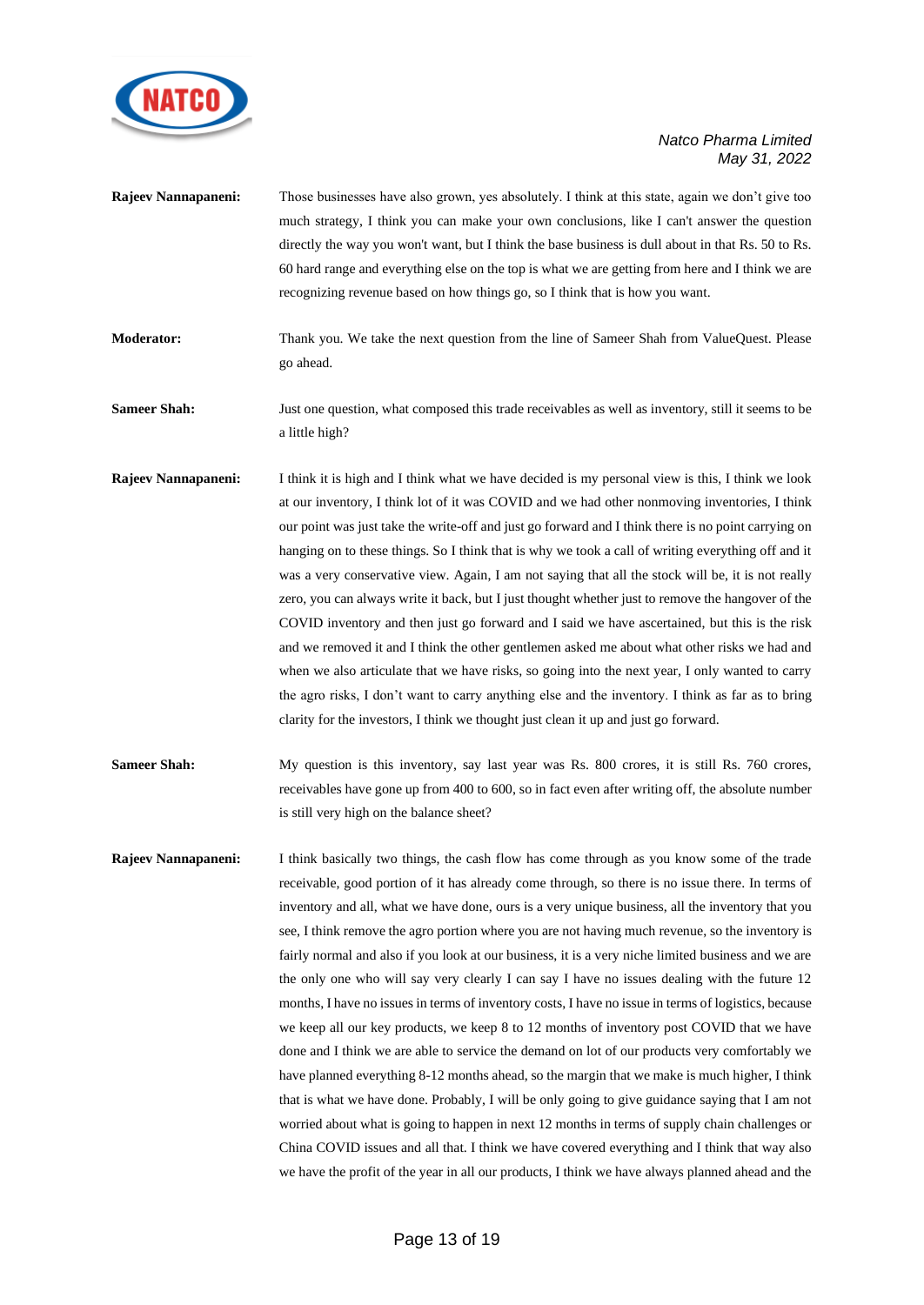**Rajeev Nannapaneni:** Those businesses have also grown, yes absolutely. I think at this state, again we don't give too much strategy, I think you can make your own conclusions, like I can't answer the question directly the way you won't want, but I think the base business is dull about in that Rs. 50 to Rs. 60 hard range and everything else on the top is what we are getting from here and I think we are recognizing revenue based on how things go, so I think that is how you want.

**Moderator:** Thank you. We take the next question from the line of Sameer Shah from ValueQuest. Please go ahead.

**Sameer Shah:** Just one question, what composed this trade receivables as well as inventory, still it seems to be a little high?

**Rajeev Nannapaneni:** I think it is high and I think what we have decided is my personal view is this, I think we look at our inventory, I think lot of it was COVID and we had other nonmoving inventories, I think our point was just take the write-off and just go forward and I think there is no point carrying on hanging on to these things. So I think that is why we took a call of writing everything off and it was a very conservative view. Again, I am not saying that all the stock will be, it is not really zero, you can always write it back, but I just thought whether just to remove the hangover of the COVID inventory and then just go forward and I said we have ascertained, but this is the risk and we removed it and I think the other gentlemen asked me about what other risks we had and when we also articulate that we have risks, so going into the next year, I only wanted to carry the agro risks, I don't want to carry anything else and the inventory. I think as far as to bring clarity for the investors, I think we thought just clean it up and just go forward.

**Sameer Shah:** My question is this inventory, say last year was Rs. 800 crores, it is still Rs. 760 crores, receivables have gone up from 400 to 600, so in fact even after writing off, the absolute number is still very high on the balance sheet?

**Rajeev Nannapaneni:** I think basically two things, the cash flow has come through as you know some of the trade receivable, good portion of it has already come through, so there is no issue there. In terms of inventory and all, what we have done, ours is a very unique business, all the inventory that you see, I think remove the agro portion where you are not having much revenue, so the inventory is fairly normal and also if you look at our business, it is a very niche limited business and we are the only one who will say very clearly I can say I have no issues dealing with the future 12 months, I have no issues in terms of inventory costs, I have no issue in terms of logistics, because we keep all our key products, we keep 8 to 12 months of inventory post COVID that we have done and I think we are able to service the demand on lot of our products very comfortably we have planned everything 8-12 months ahead, so the margin that we make is much higher, I think that is what we have done. Probably, I will be only going to give guidance saying that I am not worried about what is going to happen in next 12 months in terms of supply chain challenges or China COVID issues and all that. I think we have covered everything and I think that way also we have the profit of the year in all our products, I think we have always planned ahead and the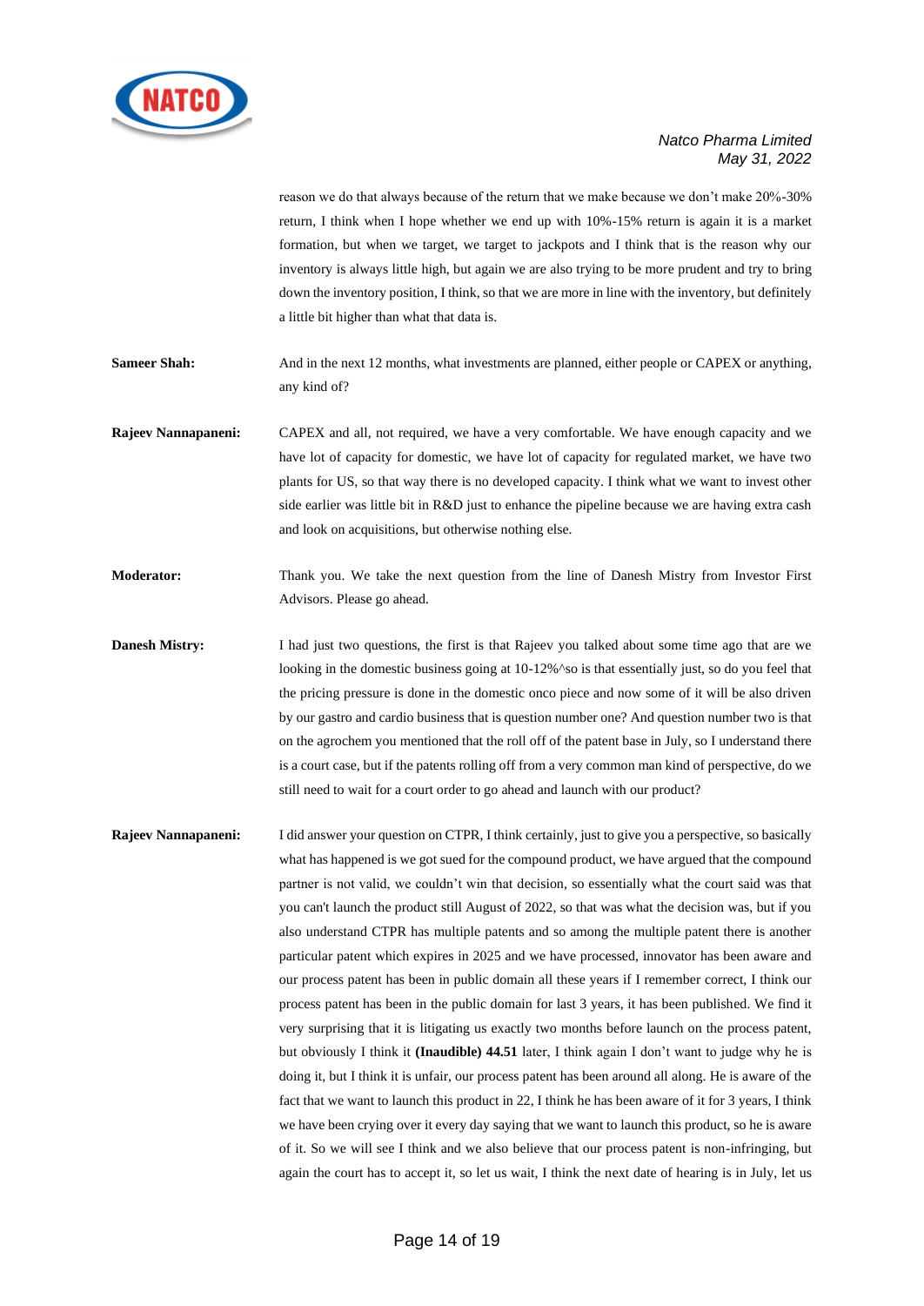reason we do that always because of the return that we make because we don't make 20%-30% return, I think when I hope whether we end up with 10%-15% return is again it is a market formation, but when we target, we target to jackpots and I think that is the reason why our inventory is always little high, but again we are also trying to be more prudent and try to bring down the inventory position, I think, so that we are more in line with the inventory, but definitely a little bit higher than what that data is.

**Sameer Shah:** And in the next 12 months, what investments are planned, either people or CAPEX or anything, any kind of?

**Rajeev Nannapaneni:** CAPEX and all, not required, we have a very comfortable. We have enough capacity and we have lot of capacity for domestic, we have lot of capacity for regulated market, we have two plants for US, so that way there is no developed capacity. I think what we want to invest other side earlier was little bit in R&D just to enhance the pipeline because we are having extra cash and look on acquisitions, but otherwise nothing else.

**Moderator:** Thank you. We take the next question from the line of Danesh Mistry from Investor First Advisors. Please go ahead.

**Danesh Mistry:** I had just two questions, the first is that Rajeev you talked about some time ago that are we looking in the domestic business going at 10-12%^so is that essentially just, so do you feel that the pricing pressure is done in the domestic onco piece and now some of it will be also driven by our gastro and cardio business that is question number one? And question number two is that on the agrochem you mentioned that the roll off of the patent base in July, so I understand there is a court case, but if the patents rolling off from a very common man kind of perspective, do we still need to wait for a court order to go ahead and launch with our product?

**Rajeev Nannapaneni:** I did answer your question on CTPR, I think certainly, just to give you a perspective, so basically what has happened is we got sued for the compound product, we have argued that the compound partner is not valid, we couldn't win that decision, so essentially what the court said was that you can't launch the product still August of 2022, so that was what the decision was, but if you also understand CTPR has multiple patents and so among the multiple patent there is another particular patent which expires in 2025 and we have processed, innovator has been aware and our process patent has been in public domain all these years if I remember correct, I think our process patent has been in the public domain for last 3 years, it has been published. We find it very surprising that it is litigating us exactly two months before launch on the process patent, but obviously I think it **(Inaudible) 44.51** later, I think again I don't want to judge why he is doing it, but I think it is unfair, our process patent has been around all along. He is aware of the fact that we want to launch this product in 22, I think he has been aware of it for 3 years, I think we have been crying over it every day saying that we want to launch this product, so he is aware of it. So we will see I think and we also believe that our process patent is non-infringing, but again the court has to accept it, so let us wait, I think the next date of hearing is in July, let us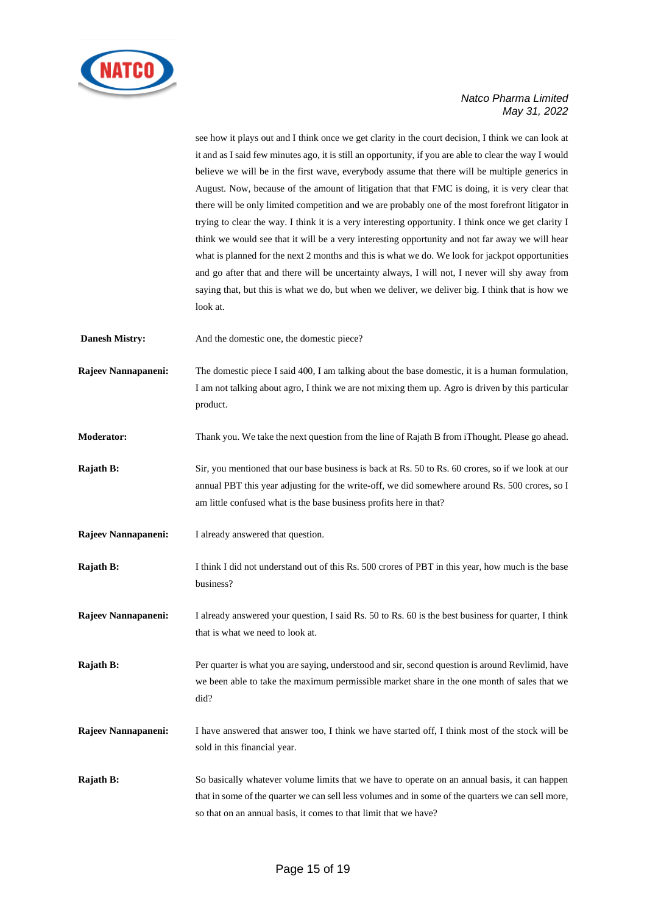see how it plays out and I think once we get clarity in the court decision, I think we can look at it and as I said few minutes ago, it is still an opportunity, if you are able to clear the way I would believe we will be in the first wave, everybody assume that there will be multiple generics in August. Now, because of the amount of litigation that that FMC is doing, it is very clear that there will be only limited competition and we are probably one of the most forefront litigator in trying to clear the way. I think it is a very interesting opportunity. I think once we get clarity I think we would see that it will be a very interesting opportunity and not far away we will hear what is planned for the next 2 months and this is what we do. We look for jackpot opportunities and go after that and there will be uncertainty always, I will not, I never will shy away from saying that, but this is what we do, but when we deliver, we deliver big. I think that is how we look at.

**Danesh Mistry:** And the domestic one, the domestic piece?

**Rajeev Nannapaneni:** The domestic piece I said 400, I am talking about the base domestic, it is a human formulation, I am not talking about agro, I think we are not mixing them up. Agro is driven by this particular product.

**Moderator:** Thank you. We take the next question from the line of Rajath B from iThought. Please go ahead.

**Rajath B:** Sir, you mentioned that our base business is back at Rs. 50 to Rs. 60 crores, so if we look at our annual PBT this year adjusting for the write-off, we did somewhere around Rs. 500 crores, so I am little confused what is the base business profits here in that?

**Rajeev Nannapaneni:** I already answered that question.

**Rajath B:** I think I did not understand out of this Rs. 500 crores of PBT in this year, how much is the base business?

**Rajeev Nannapaneni:** I already answered your question, I said Rs. 50 to Rs. 60 is the best business for quarter, I think that is what we need to look at.

**Rajath B:** Per quarter is what you are saying, understood and sir, second question is around Revlimid, have we been able to take the maximum permissible market share in the one month of sales that we did?

**Rajeev Nannapaneni:** I have answered that answer too, I think we have started off, I think most of the stock will be sold in this financial year.

**Rajath B:** So basically whatever volume limits that we have to operate on an annual basis, it can happen that in some of the quarter we can sell less volumes and in some of the quarters we can sell more, so that on an annual basis, it comes to that limit that we have?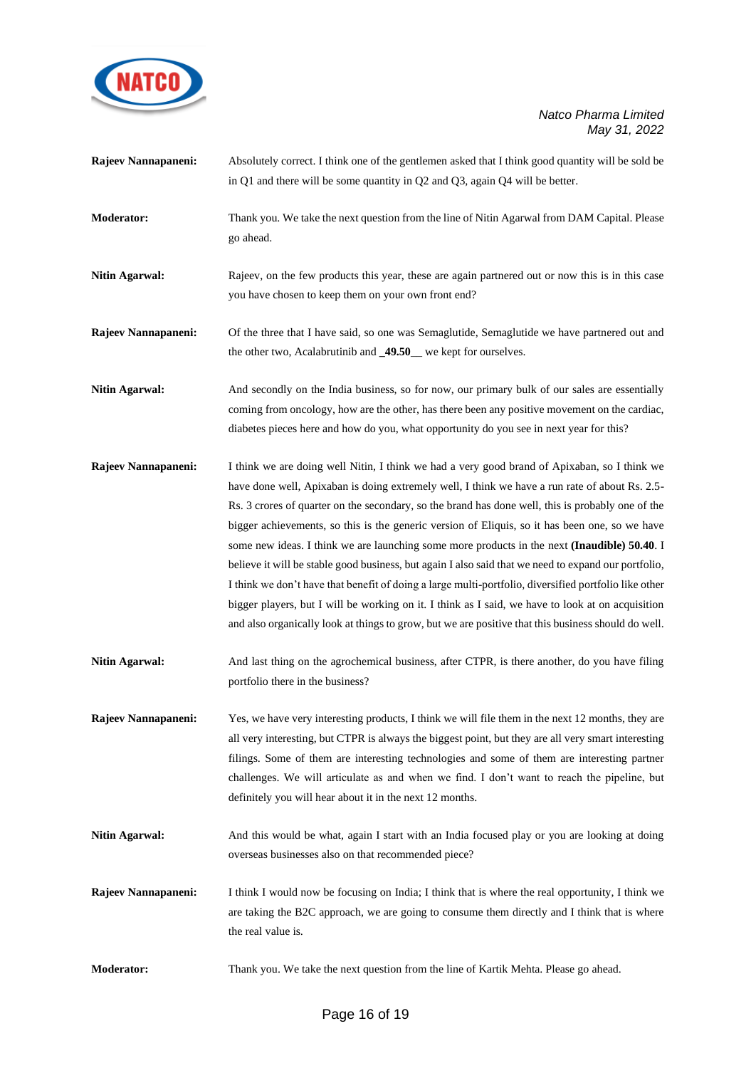**Rajeev Nannapaneni:** Absolutely correct. I think one of the gentlemen asked that I think good quantity will be sold be in Q1 and there will be some quantity in Q2 and Q3, again Q4 will be better.

**Moderator:** Thank you. We take the next question from the line of Nitin Agarwal from DAM Capital. Please go ahead.

**Nitin Agarwal:** Rajeev, on the few products this year, these are again partnered out or now this is in this case you have chosen to keep them on your own front end?

**Rajeev Nannapaneni:** Of the three that I have said, so one was Semaglutide, Semaglutide we have partnered out and the other two, Acalabrutinib and **_49.50__** we kept for ourselves.

**Nitin Agarwal:** And secondly on the India business, so for now, our primary bulk of our sales are essentially coming from oncology, how are the other, has there been any positive movement on the cardiac, diabetes pieces here and how do you, what opportunity do you see in next year for this?

**Rajeev Nannapaneni:** I think we are doing well Nitin, I think we had a very good brand of Apixaban, so I think we have done well, Apixaban is doing extremely well, I think we have a run rate of about Rs. 2.5-Rs. 3 crores of quarter on the secondary, so the brand has done well, this is probably one of the bigger achievements, so this is the generic version of Eliquis, so it has been one, so we have some new ideas. I think we are launching some more products in the next **(Inaudible) 50.40**. I believe it will be stable good business, but again I also said that we need to expand our portfolio, I think we don't have that benefit of doing a large multi-portfolio, diversified portfolio like other bigger players, but I will be working on it. I think as I said, we have to look at on acquisition and also organically look at things to grow, but we are positive that this business should do well.

**Nitin Agarwal:** And last thing on the agrochemical business, after CTPR, is there another, do you have filing portfolio there in the business?

**Rajeev Nannapaneni:** Yes, we have very interesting products, I think we will file them in the next 12 months, they are all very interesting, but CTPR is always the biggest point, but they are all very smart interesting filings. Some of them are interesting technologies and some of them are interesting partner challenges. We will articulate as and when we find. I don't want to reach the pipeline, but definitely you will hear about it in the next 12 months.

**Nitin Agarwal:** And this would be what, again I start with an India focused play or you are looking at doing overseas businesses also on that recommended piece?

**Rajeev Nannapaneni:** I think I would now be focusing on India; I think that is where the real opportunity, I think we are taking the B2C approach, we are going to consume them directly and I think that is where the real value is.

**Moderator:** Thank you. We take the next question from the line of Kartik Mehta. Please go ahead.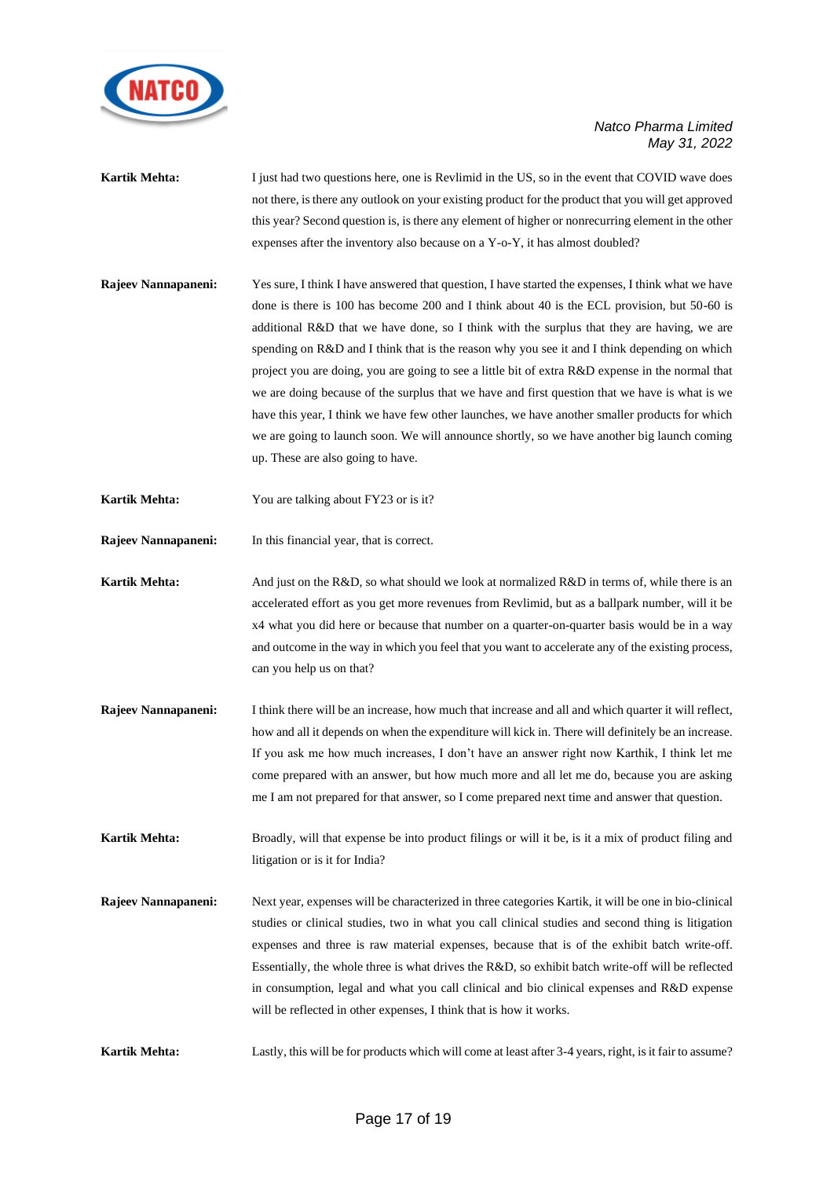**Kartik Mehta:** I just had two questions here, one is Revlimid in the US, so in the event that COVID wave does not there, is there any outlook on your existing product for the product that you will get approved this year? Second question is, is there any element of higher or nonrecurring element in the other expenses after the inventory also because on a Y-o-Y, it has almost doubled?

**Rajeev Nannapaneni:** Yes sure, I think I have answered that question, I have started the expenses, I think what we have done is there is 100 has become 200 and I think about 40 is the ECL provision, but 50-60 is additional R&D that we have done, so I think with the surplus that they are having, we are spending on R&D and I think that is the reason why you see it and I think depending on which project you are doing, you are going to see a little bit of extra R&D expense in the normal that we are doing because of the surplus that we have and first question that we have is what is we have this year, I think we have few other launches, we have another smaller products for which we are going to launch soon. We will announce shortly, so we have another big launch coming up. These are also going to have.

**Kartik Mehta:** You are talking about FY23 or is it?

**Rajeev Nannapaneni:** In this financial year, that is correct.

**Kartik Mehta:** And just on the R&D, so what should we look at normalized R&D in terms of, while there is an accelerated effort as you get more revenues from Revlimid, but as a ballpark number, will it be x4 what you did here or because that number on a quarter-on-quarter basis would be in a way and outcome in the way in which you feel that you want to accelerate any of the existing process, can you help us on that?

**Rajeev Nannapaneni:** I think there will be an increase, how much that increase and all and which quarter it will reflect, how and all it depends on when the expenditure will kick in. There will definitely be an increase. If you ask me how much increases, I don't have an answer right now Karthik, I think let me come prepared with an answer, but how much more and all let me do, because you are asking me I am not prepared for that answer, so I come prepared next time and answer that question.

**Kartik Mehta:** Broadly, will that expense be into product filings or will it be, is it a mix of product filing and litigation or is it for India?

**Rajeev Nannapaneni:** Next year, expenses will be characterized in three categories Kartik, it will be one in bio-clinical studies or clinical studies, two in what you call clinical studies and second thing is litigation expenses and three is raw material expenses, because that is of the exhibit batch write-off. Essentially, the whole three is what drives the R&D, so exhibit batch write-off will be reflected in consumption, legal and what you call clinical and bio clinical expenses and R&D expense will be reflected in other expenses, I think that is how it works.

**Kartik Mehta:** Lastly, this will be for products which will come at least after 3-4 years, right, is it fair to assume?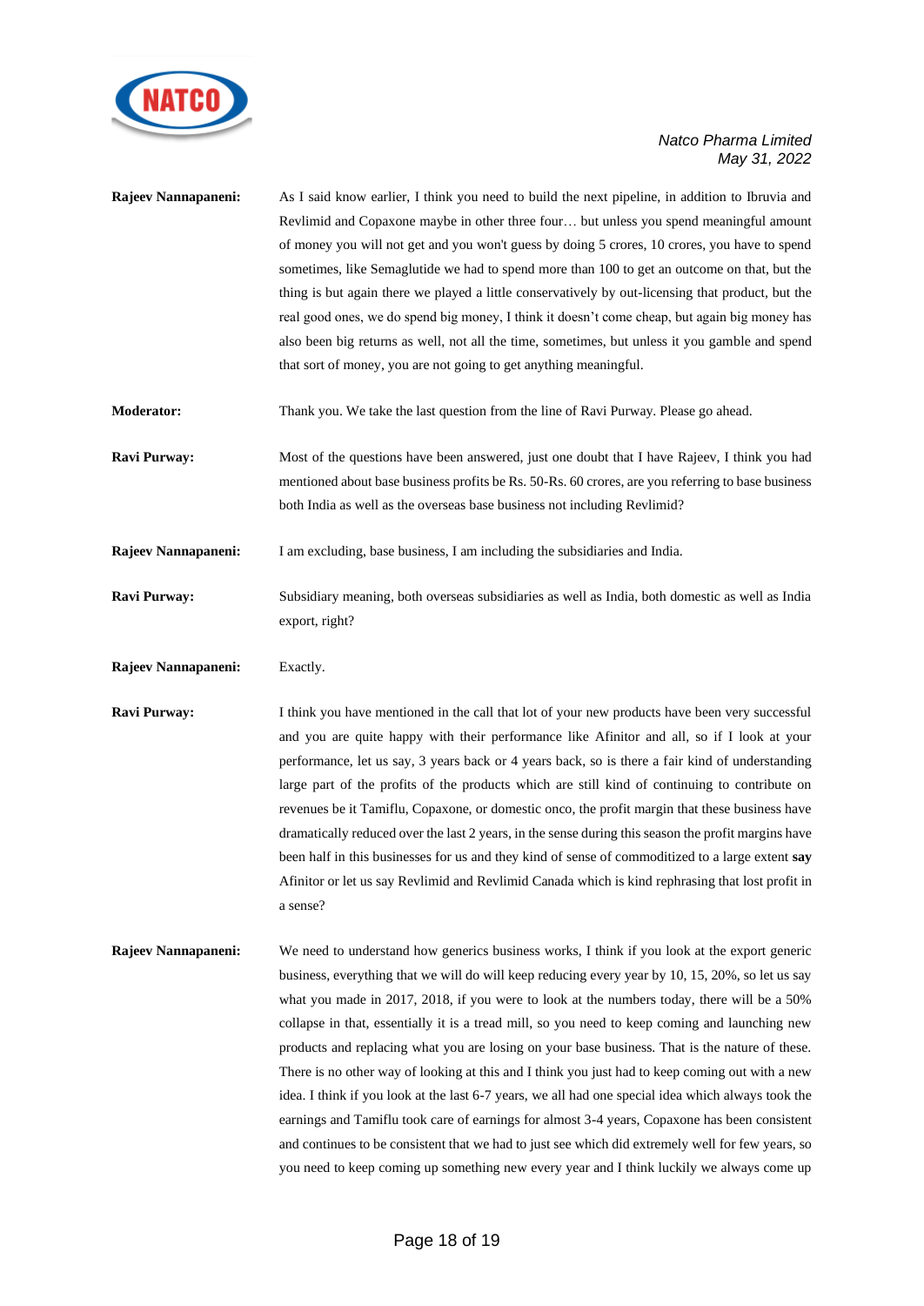**Rajeev Nannapaneni:** As I said know earlier, I think you need to build the next pipeline, in addition to Ibruvia and Revlimid and Copaxone maybe in other three four… but unless you spend meaningful amount of money you will not get and you won't guess by doing 5 crores, 10 crores, you have to spend sometimes, like Semaglutide we had to spend more than 100 to get an outcome on that, but the thing is but again there we played a little conservatively by out-licensing that product, but the real good ones, we do spend big money, I think it doesn't come cheap, but again big money has also been big returns as well, not all the time, sometimes, but unless it you gamble and spend that sort of money, you are not going to get anything meaningful.

**Moderator:** Thank you. We take the last question from the line of Ravi Purway. Please go ahead.

**Ravi Purway:** Most of the questions have been answered, just one doubt that I have Rajeev, I think you had mentioned about base business profits be Rs. 50-Rs. 60 crores, are you referring to base business both India as well as the overseas base business not including Revlimid?

**Rajeev Nannapaneni:** I am excluding, base business, I am including the subsidiaries and India.

**Ravi Purway:** Subsidiary meaning, both overseas subsidiaries as well as India, both domestic as well as India export, right?

**Rajeev Nannapaneni:** Exactly.

**Ravi Purway:** I think you have mentioned in the call that lot of your new products have been very successful and you are quite happy with their performance like Afinitor and all, so if I look at your performance, let us say, 3 years back or 4 years back, so is there a fair kind of understanding large part of the profits of the products which are still kind of continuing to contribute on revenues be it Tamiflu, Copaxone, or domestic onco, the profit margin that these business have dramatically reduced over the last 2 years, in the sense during this season the profit margins have been half in this businesses for us and they kind of sense of commoditized to a large extent **say** Afinitor or let us say Revlimid and Revlimid Canada which is kind rephrasing that lost profit in a sense?

**Rajeev Nannapaneni:** We need to understand how generics business works, I think if you look at the export generic business, everything that we will do will keep reducing every year by 10, 15, 20%, so let us say what you made in 2017, 2018, if you were to look at the numbers today, there will be a 50% collapse in that, essentially it is a tread mill, so you need to keep coming and launching new products and replacing what you are losing on your base business. That is the nature of these. There is no other way of looking at this and I think you just had to keep coming out with a new idea. I think if you look at the last 6-7 years, we all had one special idea which always took the earnings and Tamiflu took care of earnings for almost 3-4 years, Copaxone has been consistent and continues to be consistent that we had to just see which did extremely well for few years, so you need to keep coming up something new every year and I think luckily we always come up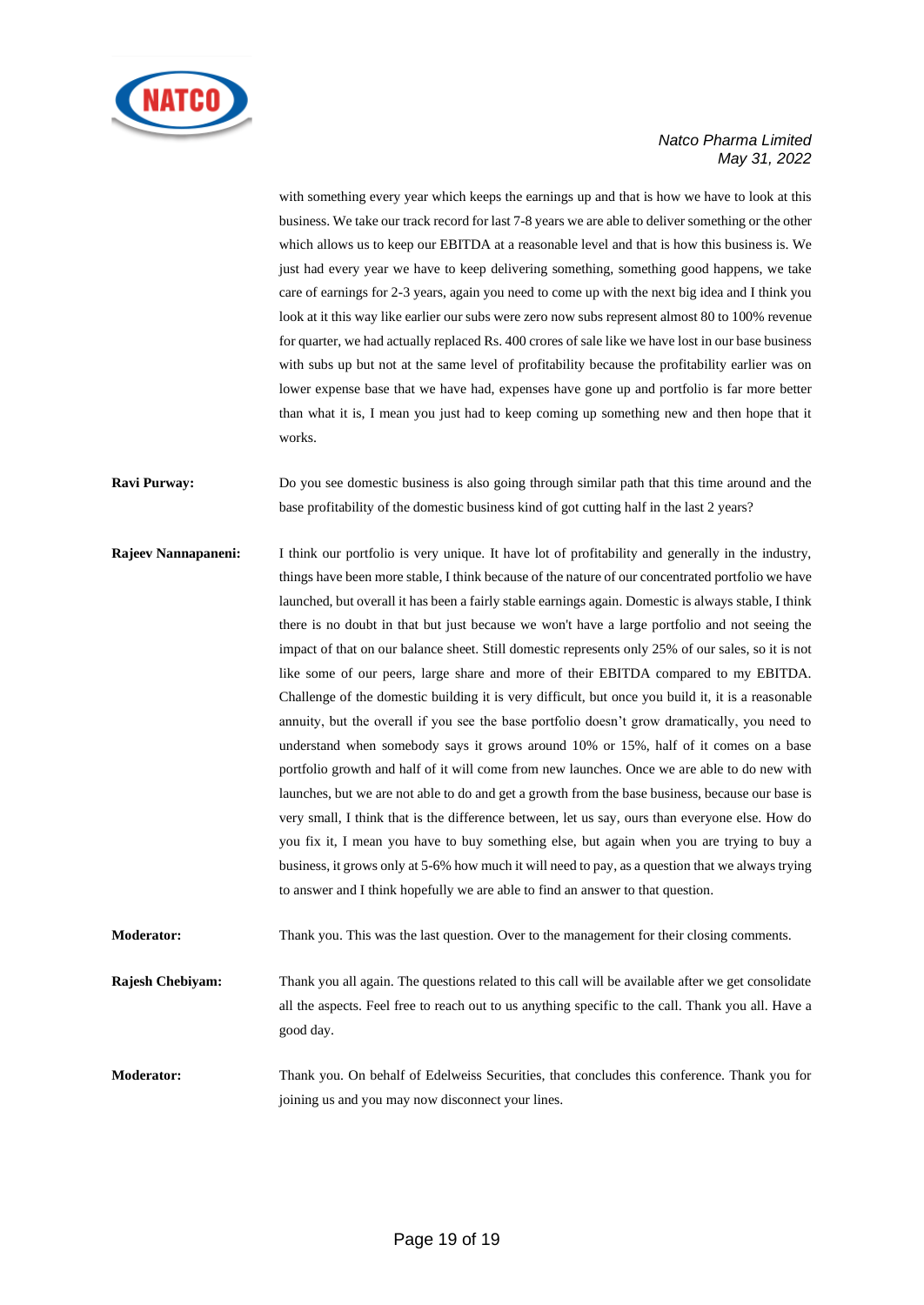with something every year which keeps the earnings up and that is how we have to look at this business. We take our track record for last 7-8 years we are able to deliver something or the other which allows us to keep our EBITDA at a reasonable level and that is how this business is. We just had every year we have to keep delivering something, something good happens, we take care of earnings for 2-3 years, again you need to come up with the next big idea and I think you look at it this way like earlier our subs were zero now subs represent almost 80 to 100% revenue for quarter, we had actually replaced Rs. 400 crores of sale like we have lost in our base business with subs up but not at the same level of profitability because the profitability earlier was on lower expense base that we have had, expenses have gone up and portfolio is far more better than what it is, I mean you just had to keep coming up something new and then hope that it works.

**Ravi Purway:** Do you see domestic business is also going through similar path that this time around and the base profitability of the domestic business kind of got cutting half in the last 2 years?

**Rajeev Nannapaneni:** I think our portfolio is very unique. It have lot of profitability and generally in the industry, things have been more stable, I think because of the nature of our concentrated portfolio we have launched, but overall it has been a fairly stable earnings again. Domestic is always stable, I think there is no doubt in that but just because we won't have a large portfolio and not seeing the impact of that on our balance sheet. Still domestic represents only 25% of our sales, so it is not like some of our peers, large share and more of their EBITDA compared to my EBITDA. Challenge of the domestic building it is very difficult, but once you build it, it is a reasonable annuity, but the overall if you see the base portfolio doesn't grow dramatically, you need to understand when somebody says it grows around 10% or 15%, half of it comes on a base portfolio growth and half of it will come from new launches. Once we are able to do new with launches, but we are not able to do and get a growth from the base business, because our base is very small, I think that is the difference between, let us say, ours than everyone else. How do you fix it, I mean you have to buy something else, but again when you are trying to buy a business, it grows only at 5-6% how much it will need to pay, as a question that we always trying to answer and I think hopefully we are able to find an answer to that question.

**Moderator:** Thank you. This was the last question. Over to the management for their closing comments.

**Rajesh Chebiyam:** Thank you all again. The questions related to this call will be available after we get consolidate all the aspects. Feel free to reach out to us anything specific to the call. Thank you all. Have a good day.

**Moderator:** Thank you. On behalf of Edelweiss Securities, that concludes this conference. Thank you for joining us and you may now disconnect your lines.